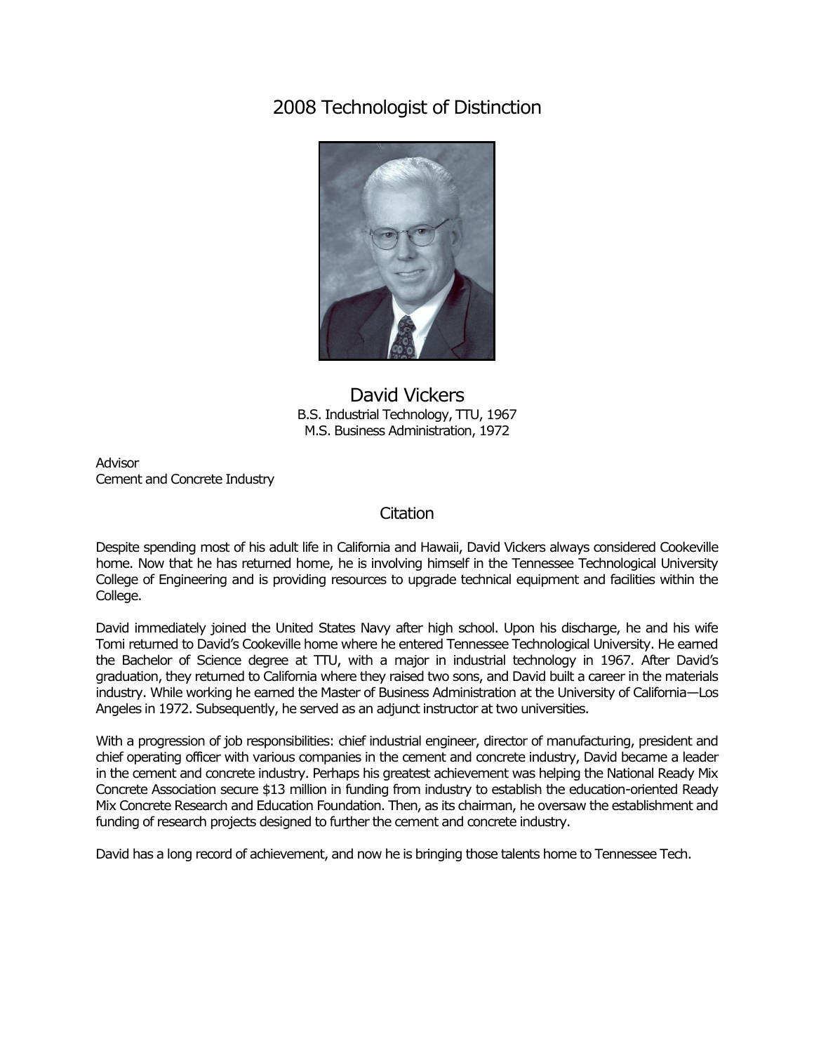# 2008 Technologist of Distinction

## David Vickers

B.S. Industrial Technology, TTU, 1967
M.S. Business Administration, 1972

Advisor
Cement and Concrete Industry

### Citation

Despite spending most of his adult life in California and Hawaii, David Vickers always considered Cookeville home. Now that he has returned home, he is involving himself in the Tennessee Technological University College of Engineering and is providing resources to upgrade technical equipment and facilities within the College.

David immediately joined the United States Navy after high school. Upon his discharge, he and his wife Tomi returned to David's Cookeville home where he entered Tennessee Technological University. He earned the Bachelor of Science degree at TTU, with a major in industrial technology in 1967. After David's graduation, they returned to California where they raised two sons, and David built a career in the materials industry. While working he earned the Master of Business Administration at the University of California—Los Angeles in 1972. Subsequently, he served as an adjunct instructor at two universities.

With a progression of job responsibilities: chief industrial engineer, director of manufacturing, president and chief operating officer with various companies in the cement and concrete industry, David became a leader in the cement and concrete industry. Perhaps his greatest achievement was helping the National Ready Mix Concrete Association secure $13 million in funding from industry to establish the education-oriented Ready Mix Concrete Research and Education Foundation. Then, as its chairman, he oversaw the establishment and funding of research projects designed to further the cement and concrete industry.

David has a long record of achievement, and now he is bringing those talents home to Tennessee Tech.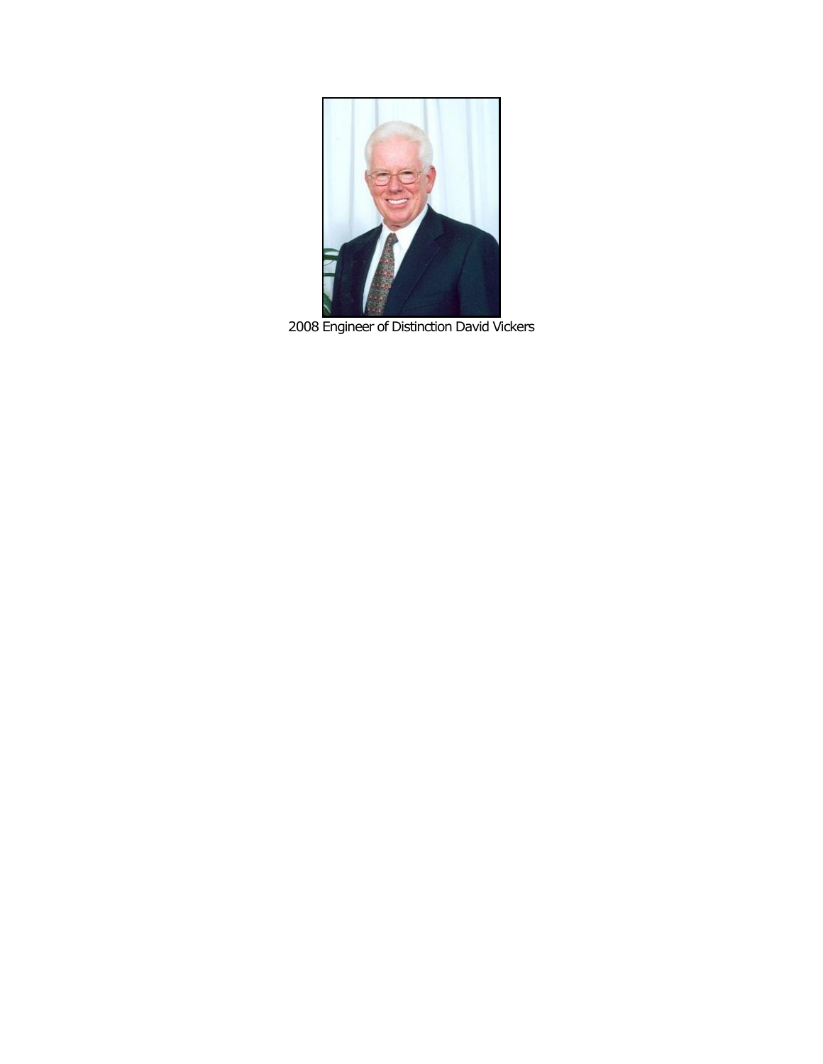2008 Engineer of Distinction David Vickers